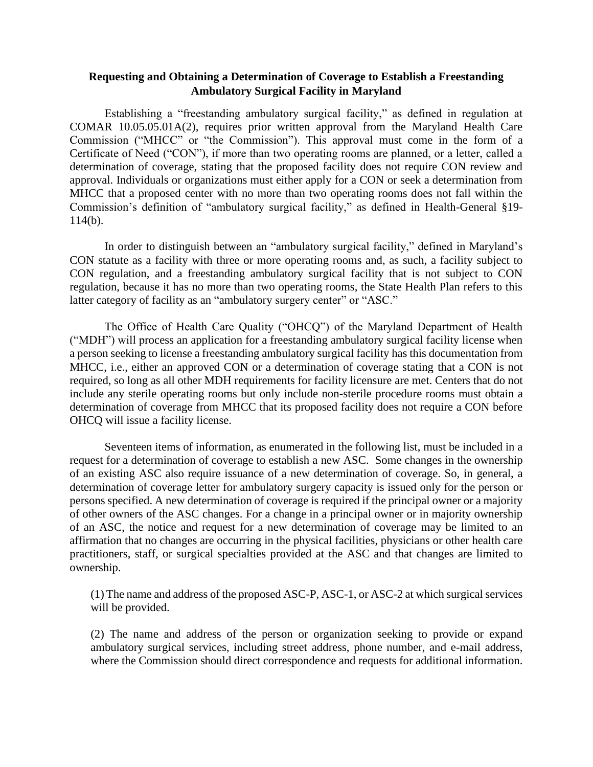# Requesting and Obtaining a Determination of Coverage to Establish a Freestanding Ambulatory Surgical Facility in Maryland

Establishing a "freestanding ambulatory surgical facility," as defined in regulation at COMAR 10.05.05.01A(2), requires prior written approval from the Maryland Health Care Commission ("MHCC" or "the Commission"). This approval must come in the form of a Certificate of Need ("CON"), if more than two operating rooms are planned, or a letter, called a determination of coverage, stating that the proposed facility does not require CON review and approval. Individuals or organizations must either apply for a CON or seek a determination from MHCC that a proposed center with no more than two operating rooms does not fall within the Commission's definition of "ambulatory surgical facility," as defined in Health-General §19-114(b).

In order to distinguish between an "ambulatory surgical facility," defined in Maryland's CON statute as a facility with three or more operating rooms and, as such, a facility subject to CON regulation, and a freestanding ambulatory surgical facility that is not subject to CON regulation, because it has no more than two operating rooms, the State Health Plan refers to this latter category of facility as an "ambulatory surgery center" or "ASC."

The Office of Health Care Quality ("OHCQ") of the Maryland Department of Health ("MDH") will process an application for a freestanding ambulatory surgical facility license when a person seeking to license a freestanding ambulatory surgical facility has this documentation from MHCC, i.e., either an approved CON or a determination of coverage stating that a CON is not required, so long as all other MDH requirements for facility licensure are met. Centers that do not include any sterile operating rooms but only include non-sterile procedure rooms must obtain a determination of coverage from MHCC that its proposed facility does not require a CON before OHCQ will issue a facility license.

Seventeen items of information, as enumerated in the following list, must be included in a request for a determination of coverage to establish a new ASC. Some changes in the ownership of an existing ASC also require issuance of a new determination of coverage. So, in general, a determination of coverage letter for ambulatory surgery capacity is issued only for the person or persons specified. A new determination of coverage is required if the principal owner or a majority of other owners of the ASC changes. For a change in a principal owner or in majority ownership of an ASC, the notice and request for a new determination of coverage may be limited to an affirmation that no changes are occurring in the physical facilities, physicians or other health care practitioners, staff, or surgical specialties provided at the ASC and that changes are limited to ownership.

(1) The name and address of the proposed ASC-P, ASC-1, or ASC-2 at which surgical services will be provided.

(2) The name and address of the person or organization seeking to provide or expand ambulatory surgical services, including street address, phone number, and e-mail address, where the Commission should direct correspondence and requests for additional information.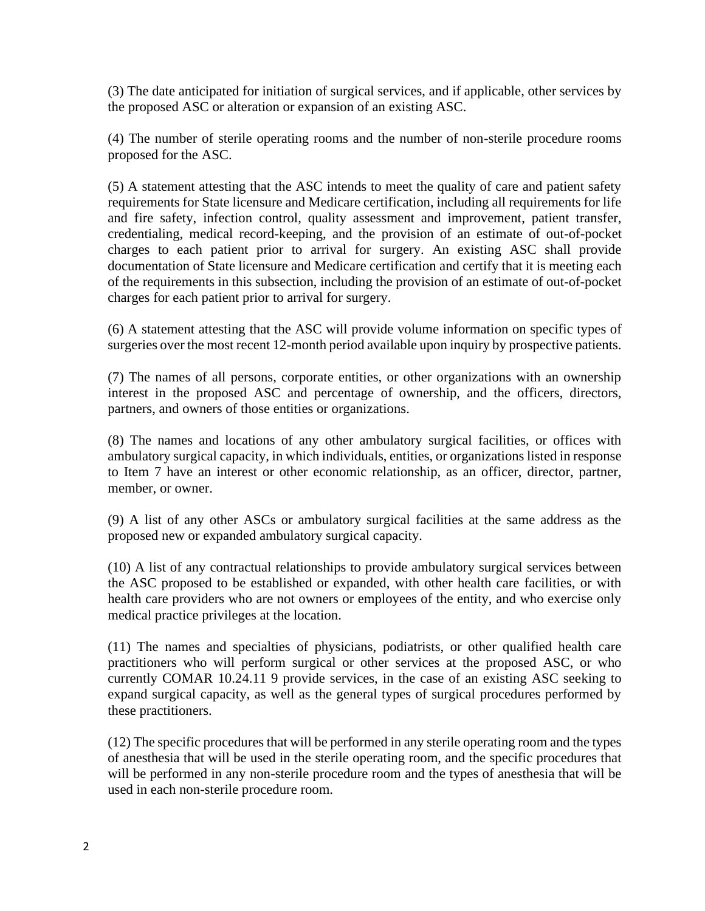(3) The date anticipated for initiation of surgical services, and if applicable, other services by the proposed ASC or alteration or expansion of an existing ASC.

(4) The number of sterile operating rooms and the number of non-sterile procedure rooms proposed for the ASC.

(5) A statement attesting that the ASC intends to meet the quality of care and patient safety requirements for State licensure and Medicare certification, including all requirements for life and fire safety, infection control, quality assessment and improvement, patient transfer, credentialing, medical record-keeping, and the provision of an estimate of out-of-pocket charges to each patient prior to arrival for surgery. An existing ASC shall provide documentation of State licensure and Medicare certification and certify that it is meeting each of the requirements in this subsection, including the provision of an estimate of out-of-pocket charges for each patient prior to arrival for surgery.

(6) A statement attesting that the ASC will provide volume information on specific types of surgeries over the most recent 12-month period available upon inquiry by prospective patients.

(7) The names of all persons, corporate entities, or other organizations with an ownership interest in the proposed ASC and percentage of ownership, and the officers, directors, partners, and owners of those entities or organizations.

(8) The names and locations of any other ambulatory surgical facilities, or offices with ambulatory surgical capacity, in which individuals, entities, or organizations listed in response to Item 7 have an interest or other economic relationship, as an officer, director, partner, member, or owner.

(9) A list of any other ASCs or ambulatory surgical facilities at the same address as the proposed new or expanded ambulatory surgical capacity.

(10) A list of any contractual relationships to provide ambulatory surgical services between the ASC proposed to be established or expanded, with other health care facilities, or with health care providers who are not owners or employees of the entity, and who exercise only medical practice privileges at the location.

(11) The names and specialties of physicians, podiatrists, or other qualified health care practitioners who will perform surgical or other services at the proposed ASC, or who currently COMAR 10.24.11 9 provide services, in the case of an existing ASC seeking to expand surgical capacity, as well as the general types of surgical procedures performed by these practitioners.

(12) The specific procedures that will be performed in any sterile operating room and the types of anesthesia that will be used in the sterile operating room, and the specific procedures that will be performed in any non-sterile procedure room and the types of anesthesia that will be used in each non-sterile procedure room.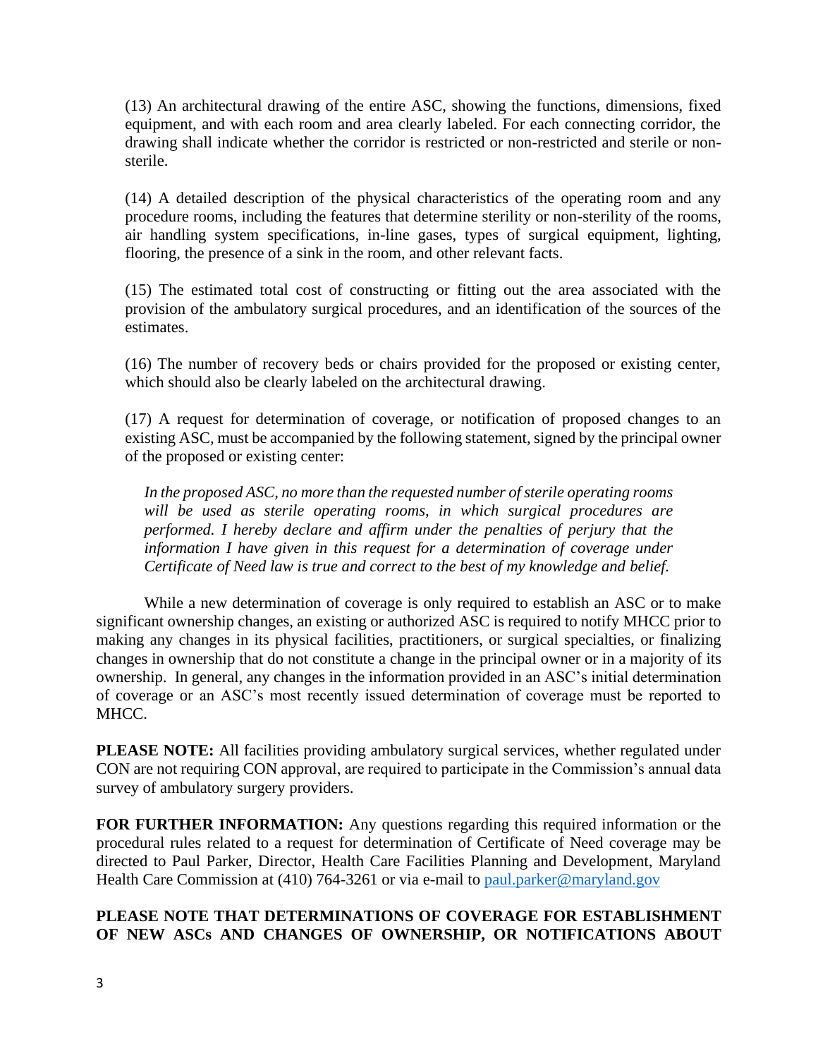(13) An architectural drawing of the entire ASC, showing the functions, dimensions, fixed equipment, and with each room and area clearly labeled. For each connecting corridor, the drawing shall indicate whether the corridor is restricted or non-restricted and sterile or non-sterile.

(14) A detailed description of the physical characteristics of the operating room and any procedure rooms, including the features that determine sterility or non-sterility of the rooms, air handling system specifications, in-line gases, types of surgical equipment, lighting, flooring, the presence of a sink in the room, and other relevant facts.

(15) The estimated total cost of constructing or fitting out the area associated with the provision of the ambulatory surgical procedures, and an identification of the sources of the estimates.

(16) The number of recovery beds or chairs provided for the proposed or existing center, which should also be clearly labeled on the architectural drawing.

(17) A request for determination of coverage, or notification of proposed changes to an existing ASC, must be accompanied by the following statement, signed by the principal owner of the proposed or existing center:

> *In the proposed ASC, no more than the requested number of sterile operating rooms will be used as sterile operating rooms, in which surgical procedures are performed. I hereby declare and affirm under the penalties of perjury that the information I have given in this request for a determination of coverage under Certificate of Need law is true and correct to the best of my knowledge and belief.*

While a new determination of coverage is only required to establish an ASC or to make significant ownership changes, an existing or authorized ASC is required to notify MHCC prior to making any changes in its physical facilities, practitioners, or surgical specialties, or finalizing changes in ownership that do not constitute a change in the principal owner or in a majority of its ownership. In general, any changes in the information provided in an ASC's initial determination of coverage or an ASC's most recently issued determination of coverage must be reported to MHCC.

**PLEASE NOTE:** All facilities providing ambulatory surgical services, whether regulated under CON are not requiring CON approval, are required to participate in the Commission's annual data survey of ambulatory surgery providers.

**FOR FURTHER INFORMATION:** Any questions regarding this required information or the procedural rules related to a request for determination of Certificate of Need coverage may be directed to Paul Parker, Director, Health Care Facilities Planning and Development, Maryland Health Care Commission at (410) 764-3261 or via e-mail to paul.parker@maryland.gov

**PLEASE NOTE THAT DETERMINATIONS OF COVERAGE FOR ESTABLISHMENT OF NEW ASCs AND CHANGES OF OWNERSHIP, OR NOTIFICATIONS ABOUT**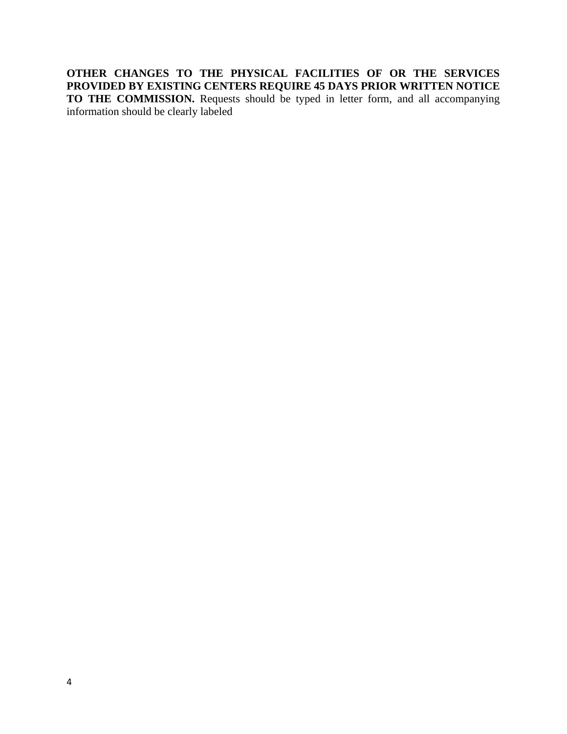**OTHER CHANGES TO THE PHYSICAL FACILITIES OF OR THE SERVICES PROVIDED BY EXISTING CENTERS REQUIRE 45 DAYS PRIOR WRITTEN NOTICE TO THE COMMISSION.** Requests should be typed in letter form, and all accompanying information should be clearly labeled